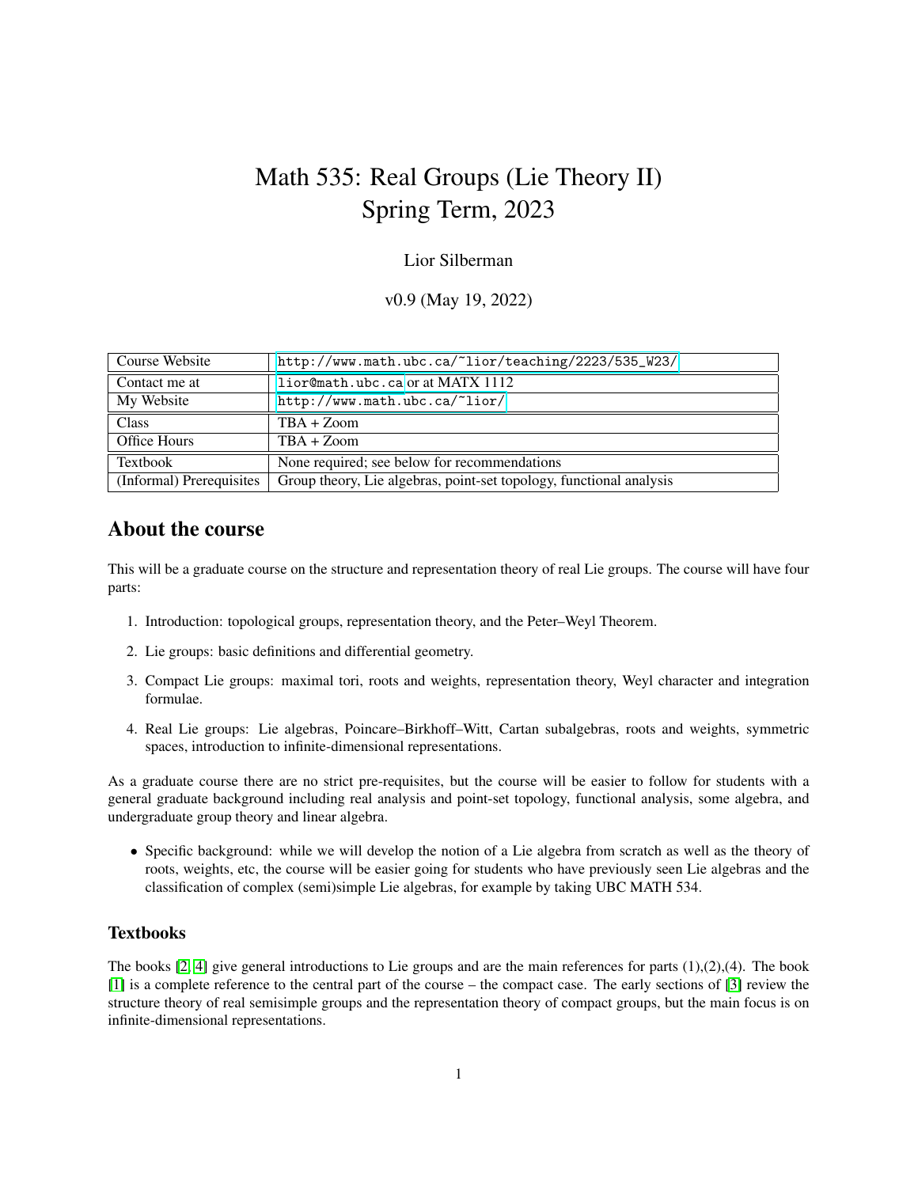# Math 535: Real Groups (Lie Theory II)
# Spring Term, 2023

Lior Silberman

v0.9 (May 19, 2022)

| | |
|---|---|
| Course Website | http://www.math.ubc.ca/~lior/teaching/2223/535_W23/ |
| Contact me at | lior@math.ubc.ca or at MATX 1112 |
| My Website | http://www.math.ubc.ca/~lior/ |
| Class | TBA + Zoom |
| Office Hours | TBA + Zoom |
| Textbook | None required; see below for recommendations |
| (Informal) Prerequisites | Group theory, Lie algebras, point-set topology, functional analysis |

## About the course

This will be a graduate course on the structure and representation theory of real Lie groups. The course will have four parts:

1. Introduction: topological groups, representation theory, and the Peter–Weyl Theorem.
2. Lie groups: basic definitions and differential geometry.
3. Compact Lie groups: maximal tori, roots and weights, representation theory, Weyl character and integration formulae.
4. Real Lie groups: Lie algebras, Poincare–Birkhoff–Witt, Cartan subalgebras, roots and weights, symmetric spaces, introduction to infinite-dimensional representations.

As a graduate course there are no strict pre-requisites, but the course will be easier to follow for students with a general graduate background including real analysis and point-set topology, functional analysis, some algebra, and undergraduate group theory and linear algebra.

- Specific background: while we will develop the notion of a Lie algebra from scratch as well as the theory of roots, weights, etc, the course will be easier going for students who have previously seen Lie algebras and the classification of complex (semi)simple Lie algebras, for example by taking UBC MATH 534.

### Textbooks

The books [2, 4] give general introductions to Lie groups and are the main references for parts (1),(2),(4). The book [1] is a complete reference to the central part of the course – the compact case. The early sections of [3] review the structure theory of real semisimple groups and the representation theory of compact groups, but the main focus is on infinite-dimensional representations.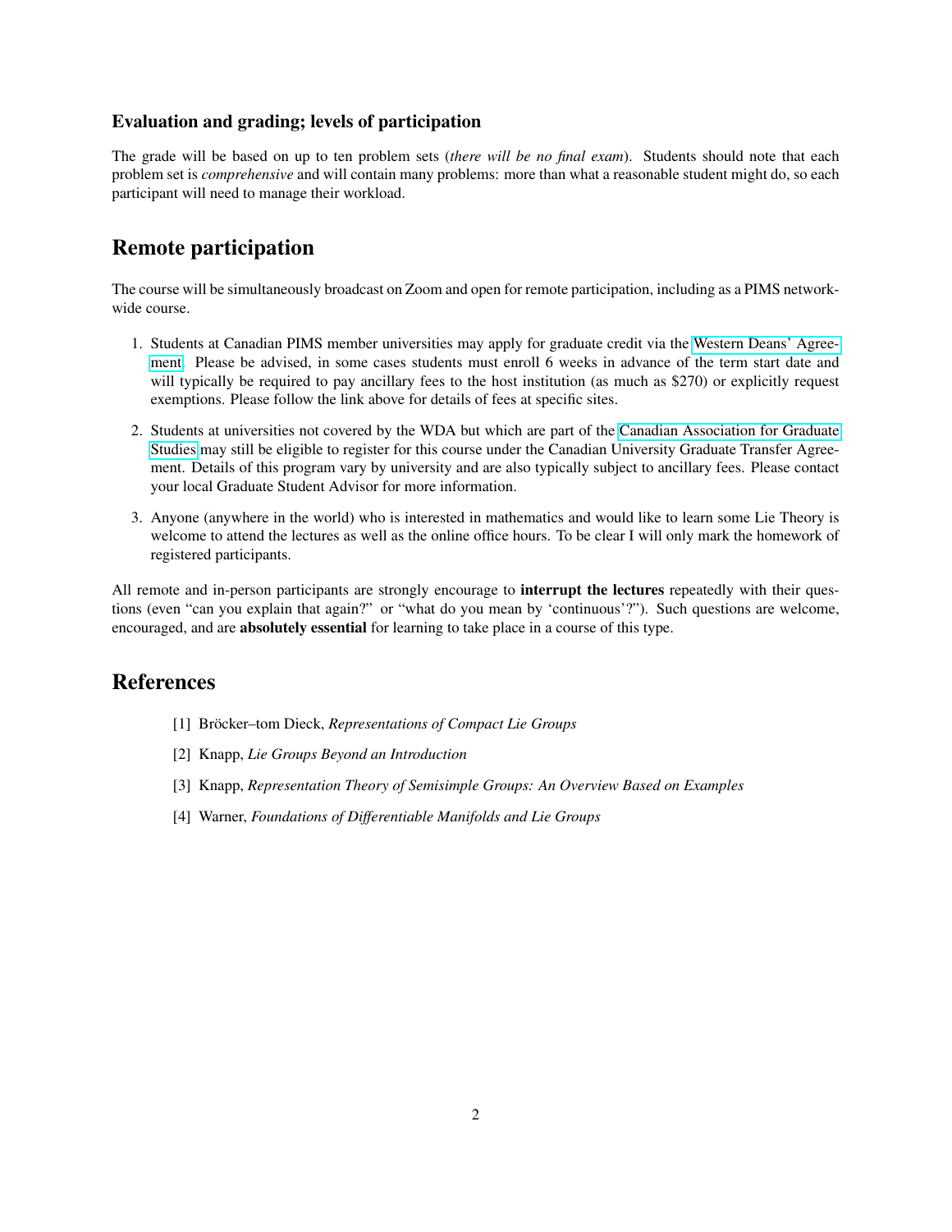### Evaluation and grading; levels of participation

The grade will be based on up to ten problem sets (*there will be no final exam*). Students should note that each problem set is *comprehensive* and will contain many problems: more than what a reasonable student might do, so each participant will need to manage their workload.

## Remote participation

The course will be simultaneously broadcast on Zoom and open for remote participation, including as a PIMS network-wide course.

1. Students at Canadian PIMS member universities may apply for graduate credit via the Western Deans' Agreement. Please be advised, in some cases students must enroll 6 weeks in advance of the term start date and will typically be required to pay ancillary fees to the host institution (as much as $270) or explicitly request exemptions. Please follow the link above for details of fees at specific sites.

2. Students at universities not covered by the WDA but which are part of the Canadian Association for Graduate Studies may still be eligible to register for this course under the Canadian University Graduate Transfer Agreement. Details of this program vary by university and are also typically subject to ancillary fees. Please contact your local Graduate Student Advisor for more information.

3. Anyone (anywhere in the world) who is interested in mathematics and would like to learn some Lie Theory is welcome to attend the lectures as well as the online office hours. To be clear I will only mark the homework of registered participants.

All remote and in-person participants are strongly encourage to **interrupt the lectures** repeatedly with their questions (even "can you explain that again?" or "what do you mean by 'continuous'?"). Such questions are welcome, encouraged, and are **absolutely essential** for learning to take place in a course of this type.

## References

[1] Bröcker–tom Dieck, *Representations of Compact Lie Groups*

[2] Knapp, *Lie Groups Beyond an Introduction*

[3] Knapp, *Representation Theory of Semisimple Groups: An Overview Based on Examples*

[4] Warner, *Foundations of Differentiable Manifolds and Lie Groups*